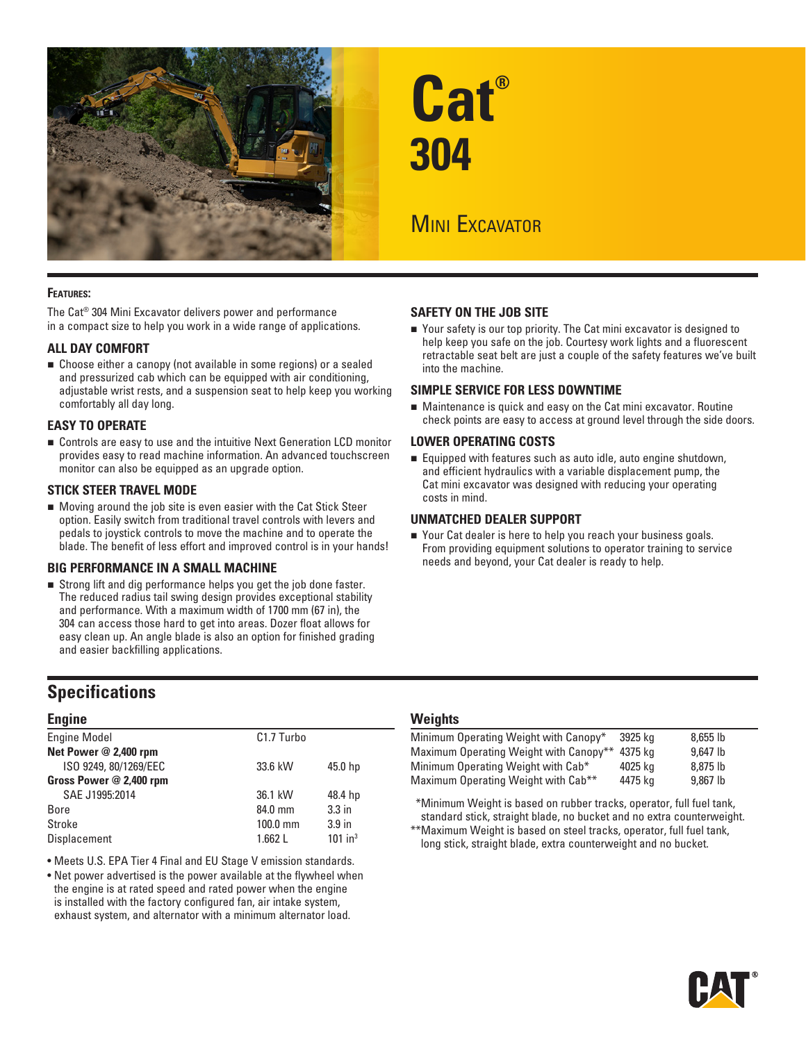# Cat® 304

## Mini Excavator

**Features:**

The Cat® 304 Mini Excavator delivers power and performance in a compact size to help you work in a wide range of applications.

### ALL DAY COMFORT

- Choose either a canopy (not available in some regions) or a sealed and pressurized cab which can be equipped with air conditioning, adjustable wrist rests, and a suspension seat to help keep you working comfortably all day long.

### EASY TO OPERATE

- Controls are easy to use and the intuitive Next Generation LCD monitor provides easy to read machine information. An advanced touchscreen monitor can also be equipped as an upgrade option.

### STICK STEER TRAVEL MODE

- Moving around the job site is even easier with the Cat Stick Steer option. Easily switch from traditional travel controls with levers and pedals to joystick controls to move the machine and to operate the blade. The benefit of less effort and improved control is in your hands!

### BIG PERFORMANCE IN A SMALL MACHINE

- Strong lift and dig performance helps you get the job done faster. The reduced radius tail swing design provides exceptional stability and performance. With a maximum width of 1700 mm (67 in), the 304 can access those hard to get into areas. Dozer float allows for easy clean up. An angle blade is also an option for finished grading and easier backfilling applications.

### SAFETY ON THE JOB SITE

- Your safety is our top priority. The Cat mini excavator is designed to help keep you safe on the job. Courtesy work lights and a fluorescent retractable seat belt are just a couple of the safety features we've built into the machine.

### SIMPLE SERVICE FOR LESS DOWNTIME

- Maintenance is quick and easy on the Cat mini excavator. Routine check points are easy to access at ground level through the side doors.

### LOWER OPERATING COSTS

- Equipped with features such as auto idle, auto engine shutdown, and efficient hydraulics with a variable displacement pump, the Cat mini excavator was designed with reducing your operating costs in mind.

### UNMATCHED DEALER SUPPORT

- Your Cat dealer is here to help you reach your business goals. From providing equipment solutions to operator training to service needs and beyond, your Cat dealer is ready to help.

## Specifications

### Engine

| Engine Model | C1.7 Turbo | |
|---|---|---|
| **Net Power @ 2,400 rpm** | | |
| ISO 9249, 80/1269/EEC | 33.6 kW | 45.0 hp |
| **Gross Power @ 2,400 rpm** | | |
| SAE J1995:2014 | 36.1 kW | 48.4 hp |
| Bore | 84.0 mm | 3.3 in |
| Stroke | 100.0 mm | 3.9 in |
| Displacement | 1.662 L | 101 in³ |

- Meets U.S. EPA Tier 4 Final and EU Stage V emission standards.
- Net power advertised is the power available at the flywheel when the engine is at rated speed and rated power when the engine is installed with the factory configured fan, air intake system, exhaust system, and alternator with a minimum alternator load.

### Weights

| | | |
|---|---|---|
| Minimum Operating Weight with Canopy* | 3925 kg | 8,655 lb |
| Maximum Operating Weight with Canopy** | 4375 kg | 9,647 lb |
| Minimum Operating Weight with Cab* | 4025 kg | 8,875 lb |
| Maximum Operating Weight with Cab** | 4475 kg | 9,867 lb |

*Minimum Weight is based on rubber tracks, operator, full fuel tank, standard stick, straight blade, no bucket and no extra counterweight.

**Maximum Weight is based on steel tracks, operator, full fuel tank, long stick, straight blade, extra counterweight and no bucket.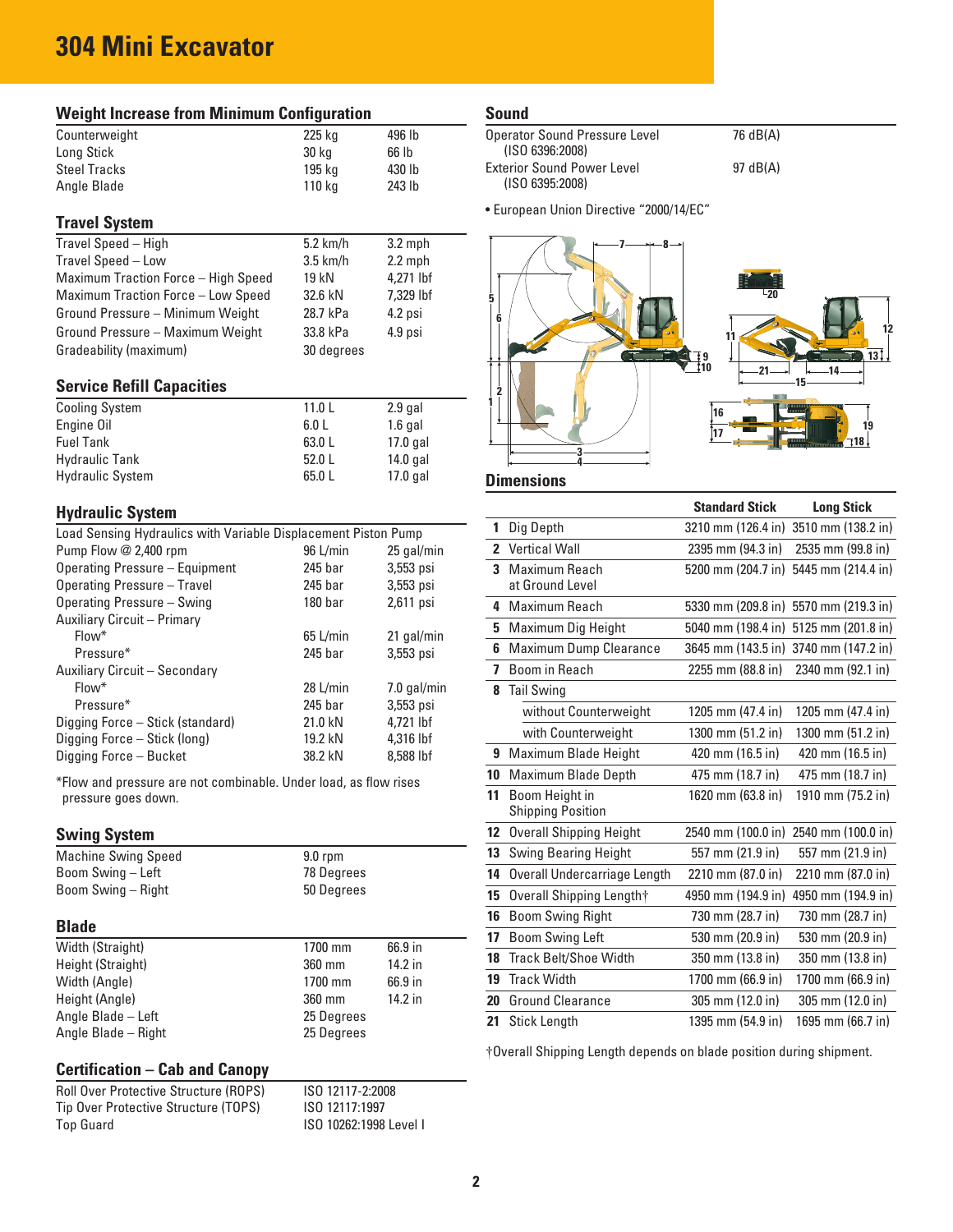# 304 Mini Excavator

## Weight Increase from Minimum Configuration

| | | |
|---|---|---|
| Counterweight | 225 kg | 496 lb |
| Long Stick | 30 kg | 66 lb |
| Steel Tracks | 195 kg | 430 lb |
| Angle Blade | 110 kg | 243 lb |

## Travel System

| | | |
|---|---|---|
| Travel Speed – High | 5.2 km/h | 3.2 mph |
| Travel Speed – Low | 3.5 km/h | 2.2 mph |
| Maximum Traction Force – High Speed | 19 kN | 4,271 lbf |
| Maximum Traction Force – Low Speed | 32.6 kN | 7,329 lbf |
| Ground Pressure – Minimum Weight | 28.7 kPa | 4.2 psi |
| Ground Pressure – Maximum Weight | 33.8 kPa | 4.9 psi |
| Gradeability (maximum) | 30 degrees | |

## Service Refill Capacities

| | | |
|---|---|---|
| Cooling System | 11.0 L | 2.9 gal |
| Engine Oil | 6.0 L | 1.6 gal |
| Fuel Tank | 63.0 L | 17.0 gal |
| Hydraulic Tank | 52.0 L | 14.0 gal |
| Hydraulic System | 65.0 L | 17.0 gal |

## Hydraulic System

| | | |
|---|---|---|
| Load Sensing Hydraulics with Variable Displacement Piston Pump | | |
| Pump Flow @ 2,400 rpm | 96 L/min | 25 gal/min |
| Operating Pressure – Equipment | 245 bar | 3,553 psi |
| Operating Pressure – Travel | 245 bar | 3,553 psi |
| Operating Pressure – Swing | 180 bar | 2,611 psi |
| Auxiliary Circuit – Primary | | |
| Flow* | 65 L/min | 21 gal/min |
| Pressure* | 245 bar | 3,553 psi |
| Auxiliary Circuit – Secondary | | |
| Flow* | 28 L/min | 7.0 gal/min |
| Pressure* | 245 bar | 3,553 psi |
| Digging Force – Stick (standard) | 21.0 kN | 4,721 lbf |
| Digging Force – Stick (long) | 19.2 kN | 4,316 lbf |
| Digging Force – Bucket | 38.2 kN | 8,588 lbf |

*Flow and pressure are not combinable. Under load, as flow rises pressure goes down.

## Swing System

| | |
|---|---|
| Machine Swing Speed | 9.0 rpm |
| Boom Swing – Left | 78 Degrees |
| Boom Swing – Right | 50 Degrees |

## Blade

| | | |
|---|---|---|
| Width (Straight) | 1700 mm | 66.9 in |
| Height (Straight) | 360 mm | 14.2 in |
| Width (Angle) | 1700 mm | 66.9 in |
| Height (Angle) | 360 mm | 14.2 in |
| Angle Blade – Left | 25 Degrees | |
| Angle Blade – Right | 25 Degrees | |

## Certification – Cab and Canopy

| | |
|---|---|
| Roll Over Protective Structure (ROPS) | ISO 12117-2:2008 |
| Tip Over Protective Structure (TOPS) | ISO 12117:1997 |
| Top Guard | ISO 10262:1998 Level I |

## Sound

| | |
|---|---|
| Operator Sound Pressure Level (ISO 6396:2008) | 76 dB(A) |
| Exterior Sound Power Level (ISO 6395:2008) | 97 dB(A) |

- European Union Directive "2000/14/EC"

## Dimensions

| | | Standard Stick | Long Stick |
|---|---|---|---|
| 1 | Dig Depth | 3210 mm (126.4 in) | 3510 mm (138.2 in) |
| 2 | Vertical Wall | 2395 mm (94.3 in) | 2535 mm (99.8 in) |
| 3 | Maximum Reach at Ground Level | 5200 mm (204.7 in) | 5445 mm (214.4 in) |
| 4 | Maximum Reach | 5330 mm (209.8 in) | 5570 mm (219.3 in) |
| 5 | Maximum Dig Height | 5040 mm (198.4 in) | 5125 mm (201.8 in) |
| 6 | Maximum Dump Clearance | 3645 mm (143.5 in) | 3740 mm (147.2 in) |
| 7 | Boom in Reach | 2255 mm (88.8 in) | 2340 mm (92.1 in) |
| 8 | Tail Swing | | |
| | without Counterweight | 1205 mm (47.4 in) | 1205 mm (47.4 in) |
| | with Counterweight | 1300 mm (51.2 in) | 1300 mm (51.2 in) |
| 9 | Maximum Blade Height | 420 mm (16.5 in) | 420 mm (16.5 in) |
| 10 | Maximum Blade Depth | 475 mm (18.7 in) | 475 mm (18.7 in) |
| 11 | Boom Height in Shipping Position | 1620 mm (63.8 in) | 1910 mm (75.2 in) |
| 12 | Overall Shipping Height | 2540 mm (100.0 in) | 2540 mm (100.0 in) |
| 13 | Swing Bearing Height | 557 mm (21.9 in) | 557 mm (21.9 in) |
| 14 | Overall Undercarriage Length | 2210 mm (87.0 in) | 2210 mm (87.0 in) |
| 15 | Overall Shipping Length† | 4950 mm (194.9 in) | 4950 mm (194.9 in) |
| 16 | Boom Swing Right | 730 mm (28.7 in) | 730 mm (28.7 in) |
| 17 | Boom Swing Left | 530 mm (20.9 in) | 530 mm (20.9 in) |
| 18 | Track Belt/Shoe Width | 350 mm (13.8 in) | 350 mm (13.8 in) |
| 19 | Track Width | 1700 mm (66.9 in) | 1700 mm (66.9 in) |
| 20 | Ground Clearance | 305 mm (12.0 in) | 305 mm (12.0 in) |
| 21 | Stick Length | 1395 mm (54.9 in) | 1695 mm (66.7 in) |

†Overall Shipping Length depends on blade position during shipment.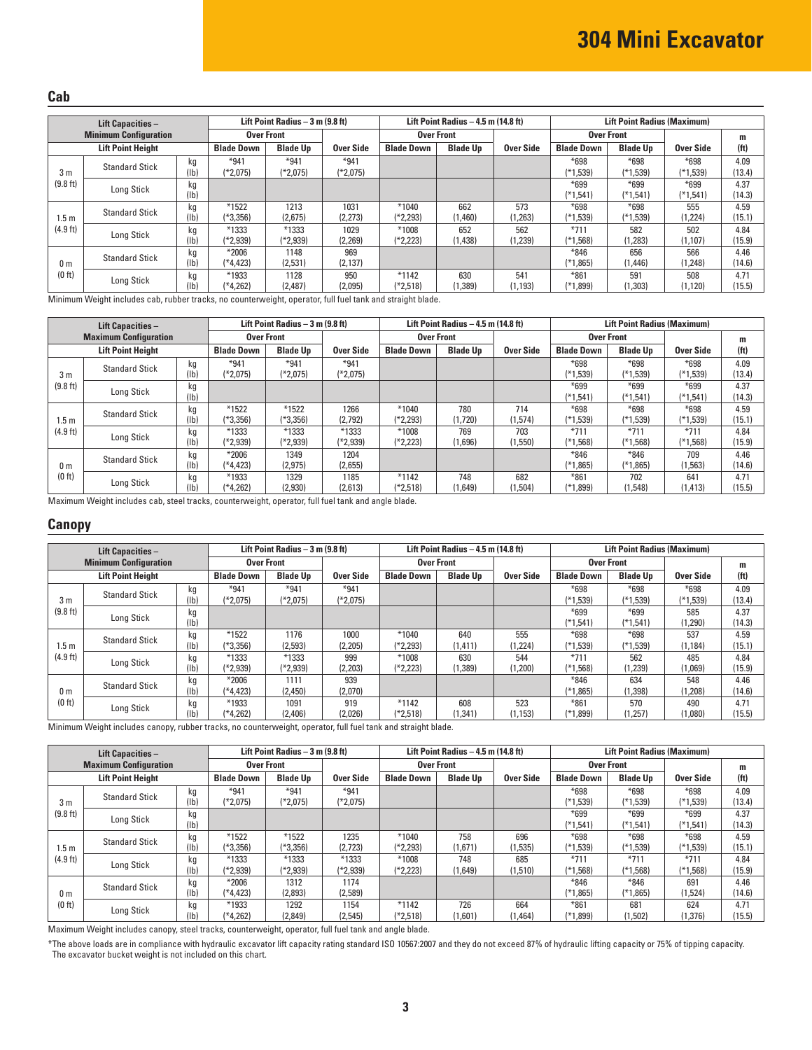# 304 Mini Excavator

## Cab

| Lift Capacities – Minimum Configuration | | | Lift Point Radius – 3 m (9.8 ft) | | | Lift Point Radius – 4.5 m (14.8 ft) | | | Lift Point Radius (Maximum) | | | |
|---|---|---|---|---|---|---|---|---|---|---|---|---|
| | | | Over Front | | | Over Front | | | Over Front | | | m |
| Lift Point Height | | | Blade Down | Blade Up | Over Side | Blade Down | Blade Up | Over Side | Blade Down | Blade Up | Over Side | (ft) |
| 3 m (9.8 ft) | Standard Stick | kg (lb) | *941 (*2,075) | *941 (*2,075) | *941 (*2,075) | | | | *698 (*1,539) | *698 (*1,539) | *698 (*1,539) | 4.09 (13.4) |
| | Long Stick | kg (lb) | | | | | | | *699 (*1,541) | *699 (*1,541) | *699 (*1,541) | 4.37 (14.3) |
| 1.5 m (4.9 ft) | Standard Stick | kg (lb) | *1522 (*3,356) | 1213 (2,675) | 1031 (2,273) | *1040 (*2,293) | 662 (1,460) | 573 (1,263) | *698 (*1,539) | *698 (*1,539) | 555 (1,224) | 4.59 (15.1) |
| | Long Stick | kg (lb) | *1333 (*2,939) | *1333 (*2,939) | 1029 (2,269) | *1008 (*2,223) | 652 (1,438) | 562 (1,239) | *711 (*1,568) | 582 (1,283) | 502 (1,107) | 4.84 (15.9) |
| 0 m (0 ft) | Standard Stick | kg (lb) | *2006 (*4,423) | 1148 (2,531) | 969 (2,137) | | | | *846 (*1,865) | 656 (1,446) | 566 (1,248) | 4.46 (14.6) |
| | Long Stick | kg (lb) | *1933 (*4,262) | 1128 (2,487) | 950 (2,095) | *1142 (*2,518) | 630 (1,389) | 541 (1,193) | *861 (*1,899) | 591 (1,303) | 508 (1,120) | 4.71 (15.5) |

Minimum Weight includes cab, rubber tracks, no counterweight, operator, full fuel tank and straight blade.

| Lift Capacities – Maximum Configuration | | | Lift Point Radius – 3 m (9.8 ft) | | | Lift Point Radius – 4.5 m (14.8 ft) | | | Lift Point Radius (Maximum) | | | |
|---|---|---|---|---|---|---|---|---|---|---|---|---|
| | | | Over Front | | | Over Front | | | Over Front | | | m |
| Lift Point Height | | | Blade Down | Blade Up | Over Side | Blade Down | Blade Up | Over Side | Blade Down | Blade Up | Over Side | (ft) |
| 3 m (9.8 ft) | Standard Stick | kg (lb) | *941 (*2,075) | *941 (*2,075) | *941 (*2,075) | | | | *698 (*1,539) | *698 (*1,539) | *698 (*1,539) | 4.09 (13.4) |
| | Long Stick | kg (lb) | | | | | | | *699 (*1,541) | *699 (*1,541) | *699 (*1,541) | 4.37 (14.3) |
| 1.5 m (4.9 ft) | Standard Stick | kg (lb) | *1522 (*3,356) | *1522 (*3,356) | 1266 (2,792) | *1040 (*2,293) | 780 (1,720) | 714 (1,574) | *698 (*1,539) | *698 (*1,539) | *698 (*1,539) | 4.59 (15.1) |
| | Long Stick | kg (lb) | *1333 (*2,939) | *1333 (*2,939) | *1333 (*2,939) | *1008 (*2,223) | 769 (1,696) | 703 (1,550) | *711 (*1,568) | *711 (*1,568) | *711 (*1,568) | 4.84 (15.9) |
| 0 m (0 ft) | Standard Stick | kg (lb) | *2006 (*4,423) | 1349 (2,975) | 1204 (2,655) | | | | *846 (*1,865) | *846 (*1,865) | 709 (1,563) | 4.46 (14.6) |
| | Long Stick | kg (lb) | *1933 (*4,262) | 1329 (2,930) | 1185 (2,613) | *1142 (*2,518) | 748 (1,649) | 682 (1,504) | *861 (*1,899) | 702 (1,548) | 641 (1,413) | 4.71 (15.5) |

Maximum Weight includes cab, steel tracks, counterweight, operator, full fuel tank and angle blade.

## Canopy

| Lift Capacities – Minimum Configuration | | | Lift Point Radius – 3 m (9.8 ft) | | | Lift Point Radius – 4.5 m (14.8 ft) | | | Lift Point Radius (Maximum) | | | |
|---|---|---|---|---|---|---|---|---|---|---|---|---|
| | | | Over Front | | | Over Front | | | Over Front | | | m |
| Lift Point Height | | | Blade Down | Blade Up | Over Side | Blade Down | Blade Up | Over Side | Blade Down | Blade Up | Over Side | (ft) |
| 3 m (9.8 ft) | Standard Stick | kg (lb) | *941 (*2,075) | *941 (*2,075) | *941 (*2,075) | | | | *698 (*1,539) | *698 (*1,539) | *698 (*1,539) | 4.09 (13.4) |
| | Long Stick | kg (lb) | | | | | | | *699 (*1,541) | *699 (*1,541) | 585 (1,290) | 4.37 (14.3) |
| 1.5 m (4.9 ft) | Standard Stick | kg (lb) | *1522 (*3,356) | 1176 (2,593) | 1000 (2,205) | *1040 (*2,293) | 640 (1,411) | 555 (1,224) | *698 (*1,539) | *698 (*1,539) | 537 (1,184) | 4.59 (15.1) |
| | Long Stick | kg (lb) | *1333 (*2,939) | *1333 (*2,939) | 999 (2,203) | *1008 (*2,223) | 630 (1,389) | 544 (1,200) | *711 (*1,568) | 562 (1,239) | 485 (1,069) | 4.84 (15.9) |
| 0 m (0 ft) | Standard Stick | kg (lb) | *2006 (*4,423) | 1111 (2,450) | 939 (2,070) | | | | *846 (*1,865) | 634 (1,398) | 548 (1,208) | 4.46 (14.6) |
| | Long Stick | kg (lb) | *1933 (*4,262) | 1091 (2,406) | 919 (2,026) | *1142 (*2,518) | 608 (1,341) | 523 (1,153) | *861 (*1,899) | 570 (1,257) | 490 (1,080) | 4.71 (15.5) |

Minimum Weight includes canopy, rubber tracks, no counterweight, operator, full fuel tank and straight blade.

| Lift Capacities – Maximum Configuration | | | Lift Point Radius – 3 m (9.8 ft) | | | Lift Point Radius – 4.5 m (14.8 ft) | | | Lift Point Radius (Maximum) | | | |
|---|---|---|---|---|---|---|---|---|---|---|---|---|
| | | | Over Front | | | Over Front | | | Over Front | | | m |
| Lift Point Height | | | Blade Down | Blade Up | Over Side | Blade Down | Blade Up | Over Side | Blade Down | Blade Up | Over Side | (ft) |
| 3 m (9.8 ft) | Standard Stick | kg (lb) | *941 (*2,075) | *941 (*2,075) | *941 (*2,075) | | | | *698 (*1,539) | *698 (*1,539) | *698 (*1,539) | 4.09 (13.4) |
| | Long Stick | kg (lb) | | | | | | | *699 (*1,541) | *699 (*1,541) | *699 (*1,541) | 4.37 (14.3) |
| 1.5 m (4.9 ft) | Standard Stick | kg (lb) | *1522 (*3,356) | *1522 (*3,356) | 1235 (2,723) | *1040 (*2,293) | 758 (1,671) | 696 (1,535) | *698 (*1,539) | *698 (*1,539) | *698 (*1,539) | 4.59 (15.1) |
| | Long Stick | kg (lb) | *1333 (*2,939) | *1333 (*2,939) | *1333 (*2,939) | *1008 (*2,223) | 748 (1,649) | 685 (1,510) | *711 (*1,568) | *711 (*1,568) | *711 (*1,568) | 4.84 (15.9) |
| 0 m (0 ft) | Standard Stick | kg (lb) | *2006 (*4,423) | 1312 (2,893) | 1174 (2,589) | | | | *846 (*1,865) | *846 (*1,865) | 691 (1,524) | 4.46 (14.6) |
| | Long Stick | kg (lb) | *1933 (*4,262) | 1292 (2,849) | 1154 (2,545) | *1142 (*2,518) | 726 (1,601) | 664 (1,464) | *861 (*1,899) | 681 (1,502) | 624 (1,376) | 4.71 (15.5) |

Maximum Weight includes canopy, steel tracks, counterweight, operator, full fuel tank and angle blade.

*The above loads are in compliance with hydraulic excavator lift capacity rating standard ISO 10567:2007 and they do not exceed 87% of hydraulic lifting capacity or 75% of tipping capacity. The excavator bucket weight is not included on this chart.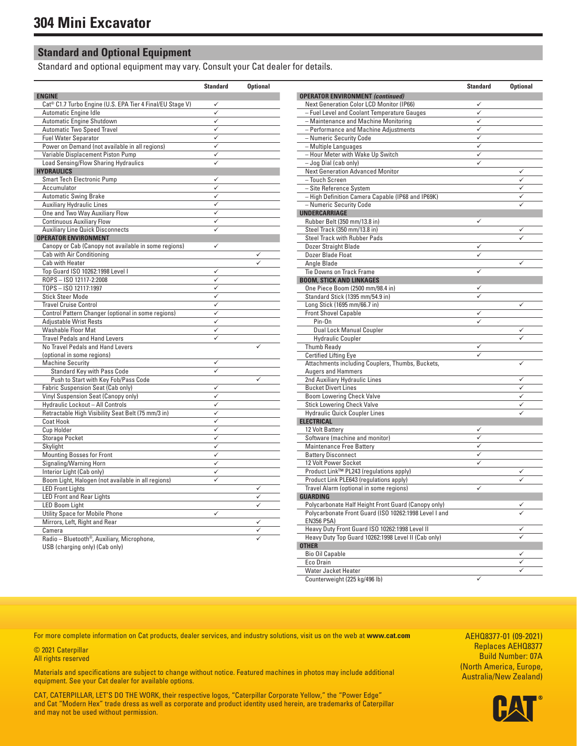# 304 Mini Excavator

## Standard and Optional Equipment

Standard and optional equipment may vary. Consult your Cat dealer for details.

| | Standard | Optional |
|---|---|---|
| **ENGINE** | | |
| Cat® C1.7 Turbo Engine (U.S. EPA Tier 4 Final/EU Stage V) | ✓ | |
| Automatic Engine Idle | ✓ | |
| Automatic Engine Shutdown | ✓ | |
| Automatic Two Speed Travel | ✓ | |
| Fuel Water Separator | ✓ | |
| Power on Demand (not available in all regions) | ✓ | |
| Variable Displacement Piston Pump | ✓ | |
| Load Sensing/Flow Sharing Hydraulics | ✓ | |
| **HYDRAULICS** | | |
| Smart Tech Electronic Pump | ✓ | |
| Accumulator | ✓ | |
| Automatic Swing Brake | ✓ | |
| Auxiliary Hydraulic Lines | ✓ | |
| One and Two Way Auxiliary Flow | ✓ | |
| Continuous Auxiliary Flow | ✓ | |
| Auxiliary Line Quick Disconnects | ✓ | |
| **OPERATOR ENVIRONMENT** | | |
| Canopy or Cab (Canopy not available in some regions) | ✓ | |
| Cab with Air Conditioning | | ✓ |
| Cab with Heater | | ✓ |
| Top Guard ISO 10262:1998 Level I | ✓ | |
| ROPS – ISO 12117-2:2008 | ✓ | |
| TOPS – ISO 12117:1997 | ✓ | |
| Stick Steer Mode | ✓ | |
| Travel Cruise Control | ✓ | |
| Control Pattern Changer (optional in some regions) | ✓ | |
| Adjustable Wrist Rests | ✓ | |
| Washable Floor Mat | ✓ | |
| Travel Pedals and Hand Levers | ✓ | |
| No Travel Pedals and Hand Levers (optional in some regions) | | ✓ |
| Machine Security | ✓ | |
| Standard Key with Pass Code | ✓ | |
| Push to Start with Key Fob/Pass Code | | ✓ |
| Fabric Suspension Seat (Cab only) | ✓ | |
| Vinyl Suspension Seat (Canopy only) | ✓ | |
| Hydraulic Lockout – All Controls | ✓ | |
| Retractable High Visibility Seat Belt (75 mm/3 in) | ✓ | |
| Coat Hook | ✓ | |
| Cup Holder | ✓ | |
| Storage Pocket | ✓ | |
| Skylight | ✓ | |
| Mounting Bosses for Front | ✓ | |
| Signaling/Warning Horn | ✓ | |
| Interior Light (Cab only) | ✓ | |
| Boom Light, Halogen (not available in all regions) | ✓ | |
| LED Front Lights | | ✓ |
| LED Front and Rear Lights | | ✓ |
| LED Boom Light | | ✓ |
| Utility Space for Mobile Phone | ✓ | |
| Mirrors, Left, Right and Rear | | ✓ |
| Camera | | ✓ |
| Radio – Bluetooth®, Auxiliary, Microphone, USB (charging only) (Cab only) | | ✓ |
| ***OPERATOR ENVIRONMENT (continued)*** | | |
| Next Generation Color LCD Monitor (IP66) | ✓ | |
| – Fuel Level and Coolant Temperature Gauges | ✓ | |
| – Maintenance and Machine Monitoring | ✓ | |
| – Performance and Machine Adjustments | ✓ | |
| – Numeric Security Code | ✓ | |
| – Multiple Languages | ✓ | |
| – Hour Meter with Wake Up Switch | ✓ | |
| – Jog Dial (cab only) | ✓ | |
| Next Generation Advanced Monitor | | ✓ |
| – Touch Screen | | ✓ |
| – Site Reference System | | ✓ |
| – High Definition Camera Capable (IP68 and IP69K) | | ✓ |
| – Numeric Security Code | | ✓ |
| **UNDERCARRIAGE** | | |
| Rubber Belt (350 mm/13.8 in) | ✓ | |
| Steel Track (350 mm/13.8 in) | | ✓ |
| Steel Track with Rubber Pads | | ✓ |
| Dozer Straight Blade | ✓ | |
| Dozer Blade Float | ✓ | |
| Angle Blade | | ✓ |
| Tie Downs on Track Frame | ✓ | |
| **BOOM, STICK AND LINKAGES** | | |
| One Piece Boom (2500 mm/98.4 in) | ✓ | |
| Standard Stick (1395 mm/54.9 in) | ✓ | |
| Long Stick (1695 mm/66.7 in) | | ✓ |
| Front Shovel Capable | ✓ | |
| Pin-On | ✓ | |
| Dual Lock Manual Coupler | | ✓ |
| Hydraulic Coupler | | ✓ |
| Thumb Ready | ✓ | |
| Certified Lifting Eye | ✓ | |
| Attachments including Couplers, Thumbs, Buckets, Augers and Hammers | | ✓ |
| 2nd Auxiliary Hydraulic Lines | | ✓ |
| Bucket Divert Lines | | ✓ |
| Boom Lowering Check Valve | | ✓ |
| Stick Lowering Check Valve | | ✓ |
| Hydraulic Quick Coupler Lines | | ✓ |
| **ELECTRICAL** | | |
| 12 Volt Battery | ✓ | |
| Software (machine and monitor) | ✓ | |
| Maintenance Free Battery | ✓ | |
| Battery Disconnect | ✓ | |
| 12 Volt Power Socket | ✓ | |
| Product Link™ PL243 (regulations apply) | | ✓ |
| Product Link PLE643 (regulations apply) | | ✓ |
| Travel Alarm (optional in some regions) | ✓ | |
| **GUARDING** | | |
| Polycarbonate Half Height Front Guard (Canopy only) | | ✓ |
| Polycarbonate Front Guard (ISO 10262:1998 Level I and EN356 P5A) | | ✓ |
| Heavy Duty Front Guard ISO 10262:1998 Level II | | ✓ |
| Heavy Duty Top Guard 10262:1998 Level II (Cab only) | | ✓ |
| **OTHER** | | |
| Bio Oil Capable | | ✓ |
| Eco Drain | | ✓ |
| Water Jacket Heater | | ✓ |
| Counterweight (225 kg/496 lb) | ✓ | |

For more complete information on Cat products, dealer services, and industry solutions, visit us on the web at **www.cat.com**

© 2021 Caterpillar
All rights reserved

Materials and specifications are subject to change without notice. Featured machines in photos may include additional equipment. See your Cat dealer for available options.

CAT, CATERPILLAR, LET'S DO THE WORK, their respective logos, "Caterpillar Corporate Yellow," the "Power Edge" and Cat "Modern Hex" trade dress as well as corporate and product identity used herein, are trademarks of Caterpillar and may not be used without permission.

AEHQ8377-01 (09-2021)
Replaces AEHQ8377
Build Number: 07A
(North America, Europe, Australia/New Zealand)